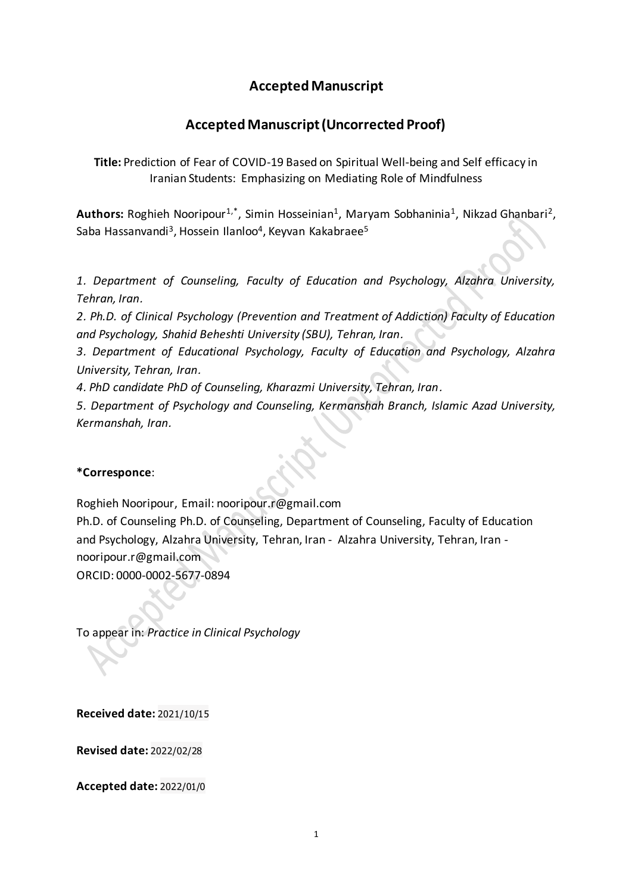# Accepted Manuscript

## Accepted Manuscript (Uncorrected Proof)

**Title:** Prediction of Fear of COVID-19 Based on Spiritual Well-being and Self efficacy in Iranian Students: Emphasizing on Mediating Role of Mindfulness

**Authors:** Roghieh Nooripour[1,*], Simin Hosseinian[1], Maryam Sobhaninia[1], Nikzad Ghanbari[2], Saba Hassanvandi[3], Hossein Ilanloo[4], Keyvan Kakabraee[5]

*1. Department of Counseling, Faculty of Education and Psychology, Alzahra University, Tehran, Iran.*
*2. Ph.D. of Clinical Psychology (Prevention and Treatment of Addiction) Faculty of Education and Psychology, Shahid Beheshti University (SBU), Tehran, Iran.*
*3. Department of Educational Psychology, Faculty of Education and Psychology, Alzahra University, Tehran, Iran.*
*4. PhD candidate PhD of Counseling, Kharazmi University, Tehran, Iran.*
*5. Department of Psychology and Counseling, Kermanshah Branch, Islamic Azad University, Kermanshah, Iran.*

**\*Corresponce**:

Roghieh Nooripour, Email: nooripour.r@gmail.com
Ph.D. of Counseling Ph.D. of Counseling, Department of Counseling, Faculty of Education and Psychology, Alzahra University, Tehran, Iran - Alzahra University, Tehran, Iran - nooripour.r@gmail.com
ORCID: 0000-0002-5677-0894

To appear in: *Practice in Clinical Psychology*

**Received date:** 2021/10/15

**Revised date:** 2022/02/28

**Accepted date:** 2022/01/0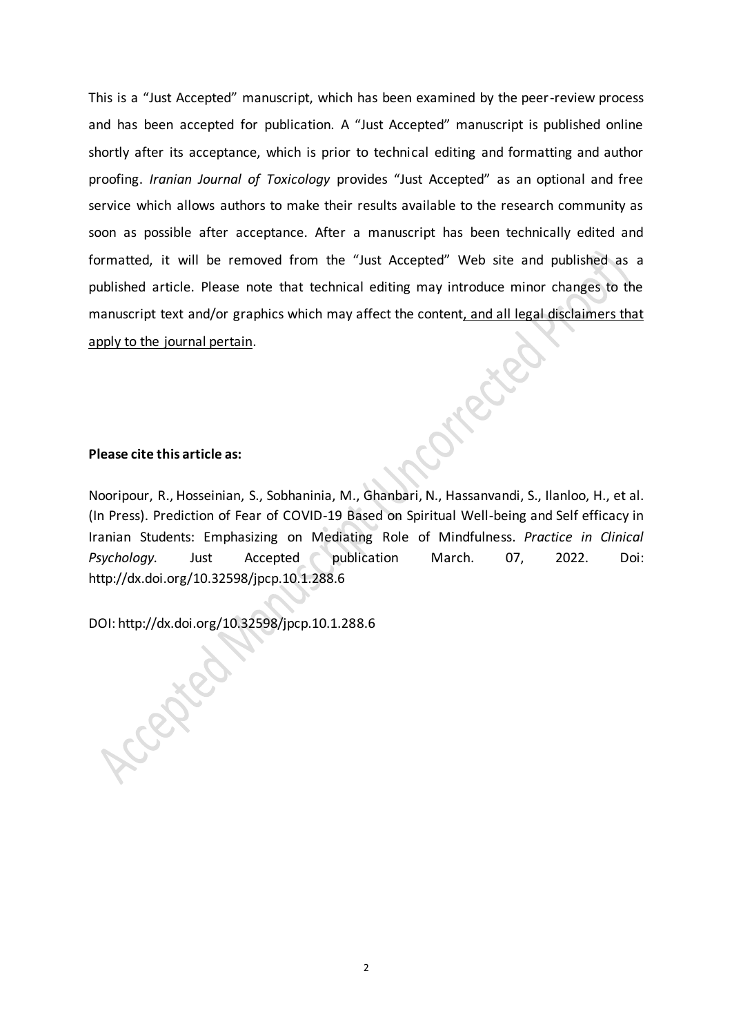This is a "Just Accepted" manuscript, which has been examined by the peer-review process and has been accepted for publication. A "Just Accepted" manuscript is published online shortly after its acceptance, which is prior to technical editing and formatting and author proofing. *Iranian Journal of Toxicology* provides "Just Accepted" as an optional and free service which allows authors to make their results available to the research community as soon as possible after acceptance. After a manuscript has been technically edited and formatted, it will be removed from the "Just Accepted" Web site and published as a published article. Please note that technical editing may introduce minor changes to the manuscript text and/or graphics which may affect the content, and all legal disclaimers that apply to the journal pertain.

**Please cite this article as:**

Nooripour, R., Hosseinian, S., Sobhaninia, M., Ghanbari, N., Hassanvandi, S., Ilanloo, H., et al. (In Press). Prediction of Fear of COVID-19 Based on Spiritual Well-being and Self efficacy in Iranian Students: Emphasizing on Mediating Role of Mindfulness. *Practice in Clinical Psychology.* Just Accepted publication March. 07, 2022. Doi: http://dx.doi.org/10.32598/jpcp.10.1.288.6

DOI: http://dx.doi.org/10.32598/jpcp.10.1.288.6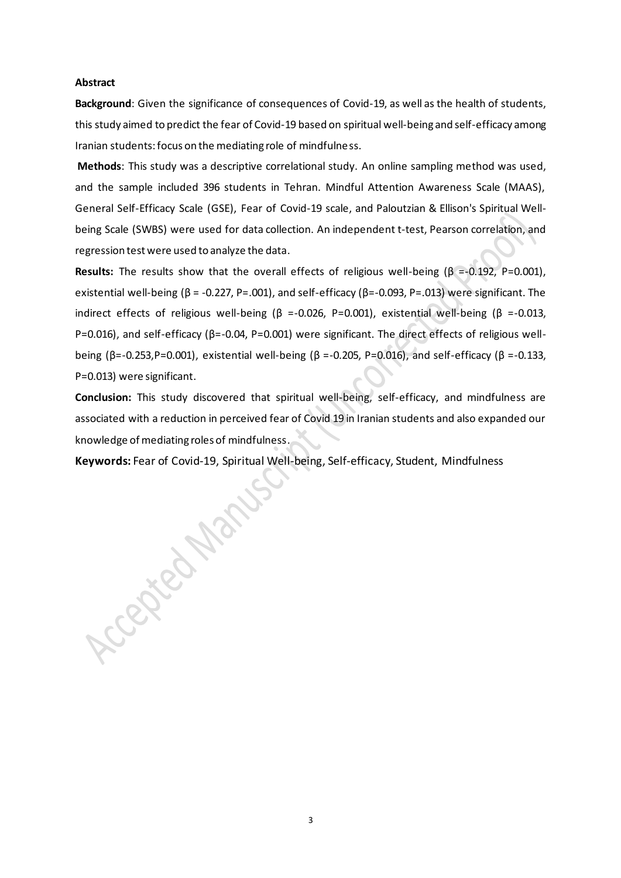**Abstract**

**Background**: Given the significance of consequences of Covid-19, as well as the health of students, this study aimed to predict the fear of Covid-19 based on spiritual well-being and self-efficacy among Iranian students: focus on the mediating role of mindfulness.

**Methods**: This study was a descriptive correlational study. An online sampling method was used, and the sample included 396 students in Tehran. Mindful Attention Awareness Scale (MAAS), General Self-Efficacy Scale (GSE), Fear of Covid-19 scale, and Paloutzian & Ellison's Spiritual Well-being Scale (SWBS) were used for data collection. An independent t-test, Pearson correlation, and regression test were used to analyze the data.

**Results:** The results show that the overall effects of religious well-being (β =-0.192, P=0.001), existential well-being (β = -0.227, P=.001), and self-efficacy (β=-0.093, P=.013) were significant. The indirect effects of religious well-being (β =-0.026, P=0.001), existential well-being (β =-0.013, P=0.016), and self-efficacy (β=-0.04, P=0.001) were significant. The direct effects of religious well-being (β=-0.253,P=0.001), existential well-being (β =-0.205, P=0.016), and self-efficacy (β =-0.133, P=0.013) were significant.

**Conclusion:** This study discovered that spiritual well-being, self-efficacy, and mindfulness are associated with a reduction in perceived fear of Covid 19 in Iranian students and also expanded our knowledge of mediating roles of mindfulness.

**Keywords:** Fear of Covid-19, Spiritual Well-being, Self-efficacy, Student, Mindfulness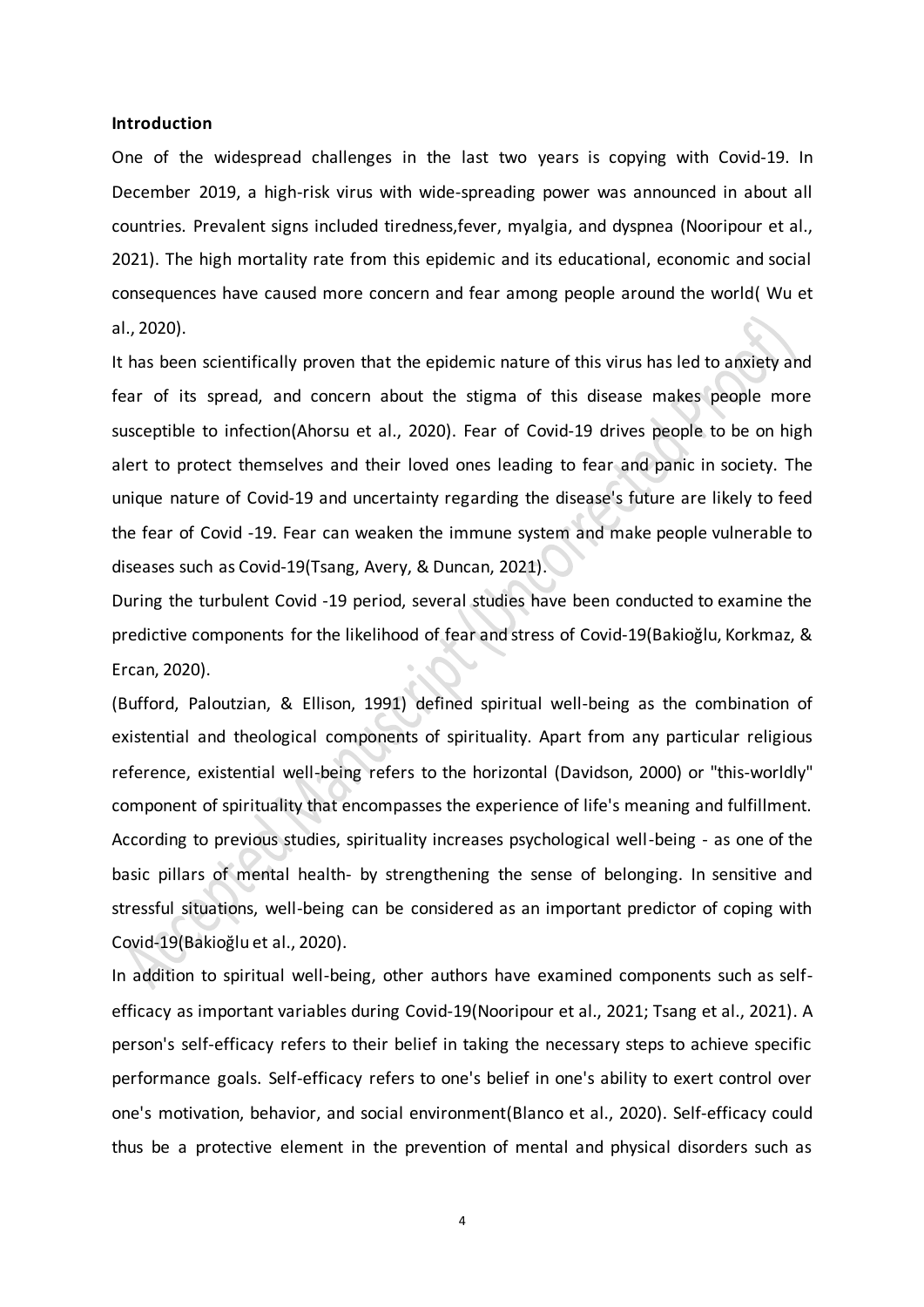**Introduction**

One of the widespread challenges in the last two years is copying with Covid-19. In December 2019, a high-risk virus with wide-spreading power was announced in about all countries. Prevalent signs included tiredness,fever, myalgia, and dyspnea (Nooripour et al., 2021). The high mortality rate from this epidemic and its educational, economic and social consequences have caused more concern and fear among people around the world( Wu et al., 2020).

It has been scientifically proven that the epidemic nature of this virus has led to anxiety and fear of its spread, and concern about the stigma of this disease makes people more susceptible to infection(Ahorsu et al., 2020). Fear of Covid-19 drives people to be on high alert to protect themselves and their loved ones leading to fear and panic in society. The unique nature of Covid-19 and uncertainty regarding the disease's future are likely to feed the fear of Covid -19. Fear can weaken the immune system and make people vulnerable to diseases such as Covid-19(Tsang, Avery, & Duncan, 2021).

During the turbulent Covid -19 period, several studies have been conducted to examine the predictive components for the likelihood of fear and stress of Covid-19(Bakioğlu, Korkmaz, & Ercan, 2020).

(Bufford, Paloutzian, & Ellison, 1991) defined spiritual well-being as the combination of existential and theological components of spirituality. Apart from any particular religious reference, existential well-being refers to the horizontal (Davidson, 2000) or "this-worldly" component of spirituality that encompasses the experience of life's meaning and fulfillment. According to previous studies, spirituality increases psychological well-being - as one of the basic pillars of mental health- by strengthening the sense of belonging. In sensitive and stressful situations, well-being can be considered as an important predictor of coping with Covid-19(Bakioğlu et al., 2020).

In addition to spiritual well-being, other authors have examined components such as self-efficacy as important variables during Covid-19(Nooripour et al., 2021; Tsang et al., 2021). A person's self-efficacy refers to their belief in taking the necessary steps to achieve specific performance goals. Self-efficacy refers to one's belief in one's ability to exert control over one's motivation, behavior, and social environment(Blanco et al., 2020). Self-efficacy could thus be a protective element in the prevention of mental and physical disorders such as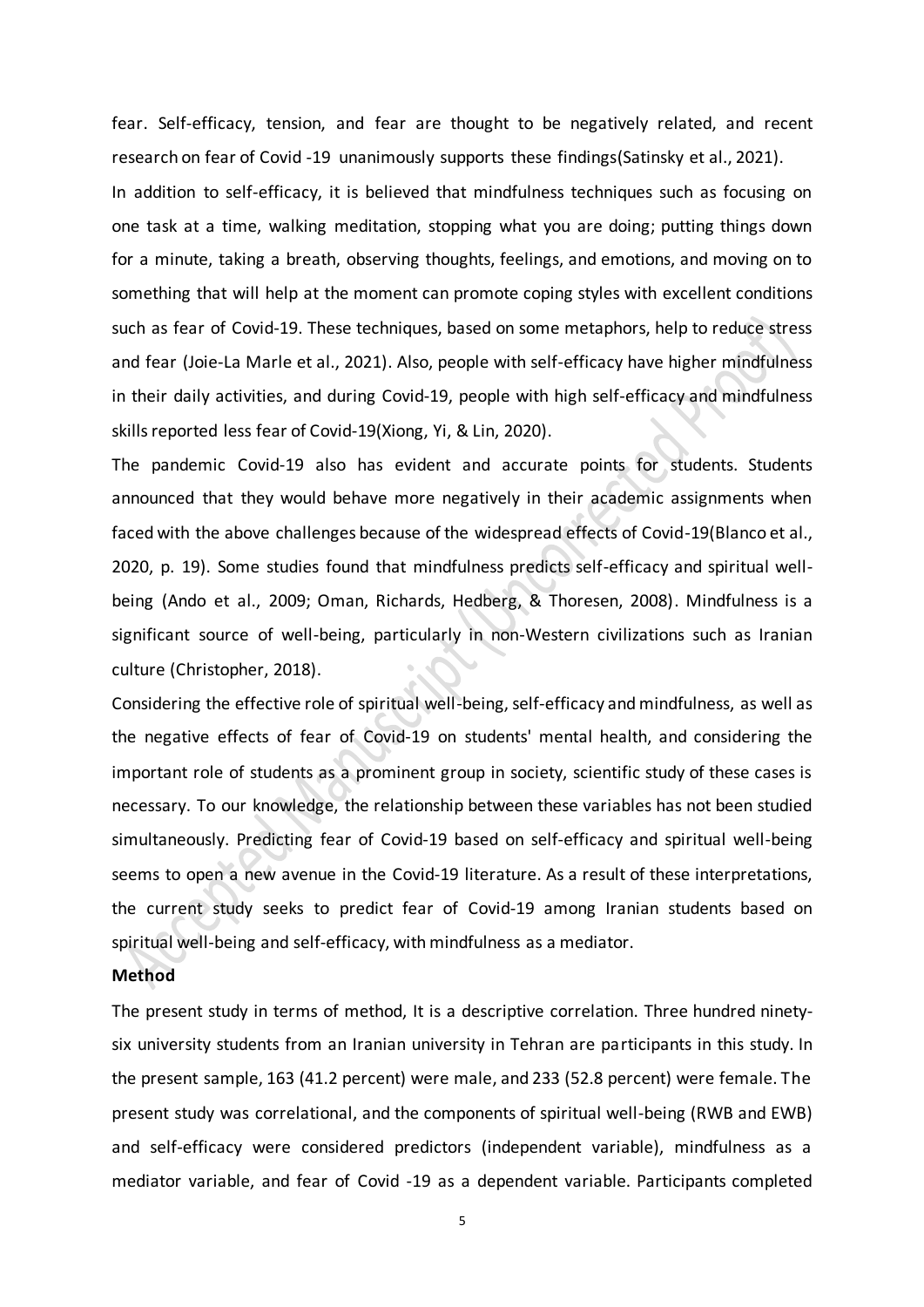fear. Self-efficacy, tension, and fear are thought to be negatively related, and recent research on fear of Covid -19 unanimously supports these findings(Satinsky et al., 2021).

In addition to self-efficacy, it is believed that mindfulness techniques such as focusing on one task at a time, walking meditation, stopping what you are doing; putting things down for a minute, taking a breath, observing thoughts, feelings, and emotions, and moving on to something that will help at the moment can promote coping styles with excellent conditions such as fear of Covid-19. These techniques, based on some metaphors, help to reduce stress and fear (Joie-La Marle et al., 2021). Also, people with self-efficacy have higher mindfulness in their daily activities, and during Covid-19, people with high self-efficacy and mindfulness skills reported less fear of Covid-19(Xiong, Yi, & Lin, 2020).

The pandemic Covid-19 also has evident and accurate points for students. Students announced that they would behave more negatively in their academic assignments when faced with the above challenges because of the widespread effects of Covid-19(Blanco et al., 2020, p. 19). Some studies found that mindfulness predicts self-efficacy and spiritual well-being (Ando et al., 2009; Oman, Richards, Hedberg, & Thoresen, 2008). Mindfulness is a significant source of well-being, particularly in non-Western civilizations such as Iranian culture (Christopher, 2018).

Considering the effective role of spiritual well-being, self-efficacy and mindfulness, as well as the negative effects of fear of Covid-19 on students' mental health, and considering the important role of students as a prominent group in society, scientific study of these cases is necessary. To our knowledge, the relationship between these variables has not been studied simultaneously. Predicting fear of Covid-19 based on self-efficacy and spiritual well-being seems to open a new avenue in the Covid-19 literature. As a result of these interpretations, the current study seeks to predict fear of Covid-19 among Iranian students based on spiritual well-being and self-efficacy, with mindfulness as a mediator.

## Method

The present study in terms of method, It is a descriptive correlation. Three hundred ninety-six university students from an Iranian university in Tehran are participants in this study. In the present sample, 163 (41.2 percent) were male, and 233 (52.8 percent) were female. The present study was correlational, and the components of spiritual well-being (RWB and EWB) and self-efficacy were considered predictors (independent variable), mindfulness as a mediator variable, and fear of Covid -19 as a dependent variable. Participants completed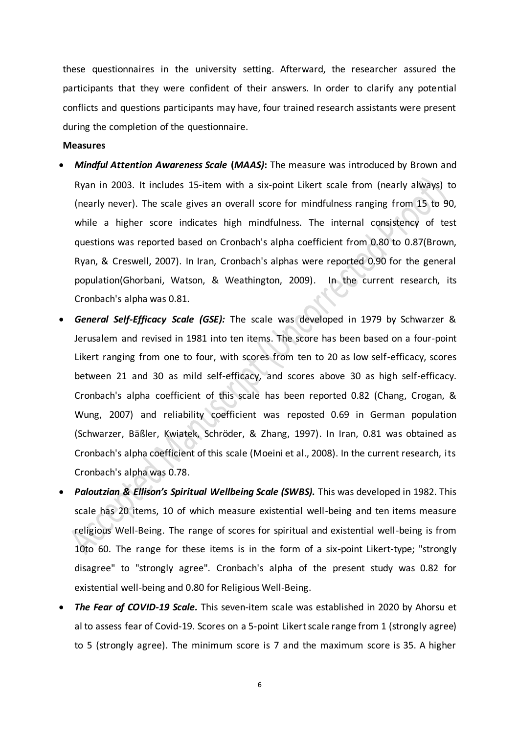these questionnaires in the university setting. Afterward, the researcher assured the participants that they were confident of their answers. In order to clarify any potential conflicts and questions participants may have, four trained research assistants were present during the completion of the questionnaire.

**Measures**

- ***Mindful Attention Awareness Scale* (*MAAS*):** The measure was introduced by Brown and Ryan in 2003. It includes 15-item with a six-point Likert scale from (nearly always) to (nearly never). The scale gives an overall score for mindfulness ranging from 15 to 90, while a higher score indicates high mindfulness. The internal consistency of test questions was reported based on Cronbach's alpha coefficient from 0.80 to 0.87(Brown, Ryan, & Creswell, 2007). In Iran, Cronbach's alphas were reported 0.90 for the general population(Ghorbani, Watson, & Weathington, 2009). In the current research, its Cronbach's alpha was 0.81.
- ***General Self-Efficacy Scale (GSE):*** The scale was developed in 1979 by Schwarzer & Jerusalem and revised in 1981 into ten items. The score has been based on a four-point Likert ranging from one to four, with scores from ten to 20 as low self-efficacy, scores between 21 and 30 as mild self-efficacy, and scores above 30 as high self-efficacy. Cronbach's alpha coefficient of this scale has been reported 0.82 (Chang, Crogan, & Wung, 2007) and reliability coefficient was reposted 0.69 in German population (Schwarzer, Bäßler, Kwiatek, Schröder, & Zhang, 1997). In Iran, 0.81 was obtained as Cronbach's alpha coefficient of this scale (Moeini et al., 2008). In the current research, its Cronbach's alpha was 0.78.
- ***Paloutzian & Ellison's Spiritual Wellbeing Scale (SWBS).*** This was developed in 1982. This scale has 20 items, 10 of which measure existential well-being and ten items measure religious Well-Being. The range of scores for spiritual and existential well-being is from 10to 60. The range for these items is in the form of a six-point Likert-type; "strongly disagree" to "strongly agree". Cronbach's alpha of the present study was 0.82 for existential well-being and 0.80 for Religious Well-Being.
- ***The Fear of COVID-19 Scale.*** This seven-item scale was established in 2020 by Ahorsu et al to assess fear of Covid-19. Scores on a 5-point Likert scale range from 1 (strongly agree) to 5 (strongly agree). The minimum score is 7 and the maximum score is 35. A higher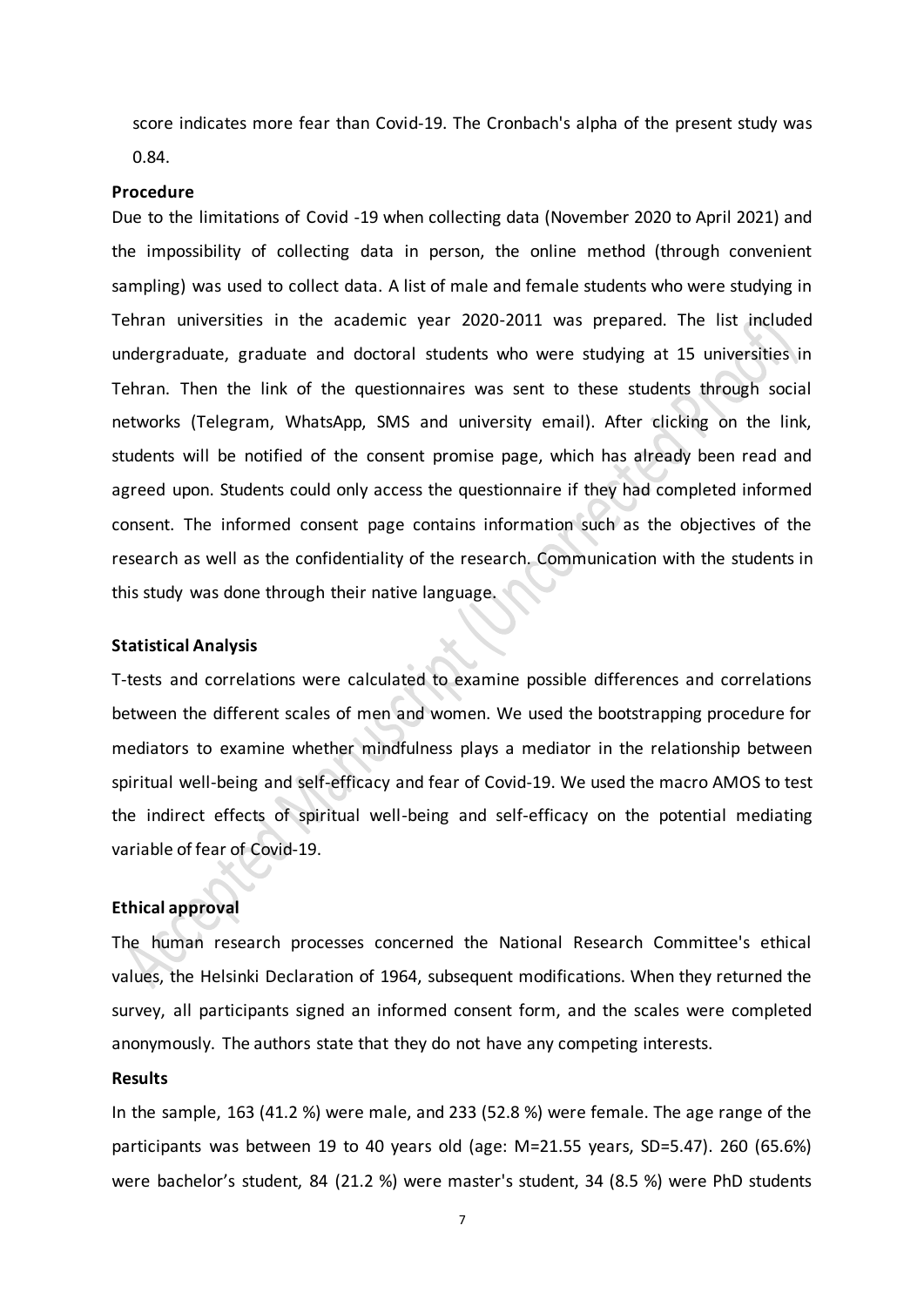score indicates more fear than Covid-19. The Cronbach's alpha of the present study was 0.84.

**Procedure**

Due to the limitations of Covid -19 when collecting data (November 2020 to April 2021) and the impossibility of collecting data in person, the online method (through convenient sampling) was used to collect data. A list of male and female students who were studying in Tehran universities in the academic year 2020-2011 was prepared. The list included undergraduate, graduate and doctoral students who were studying at 15 universities in Tehran. Then the link of the questionnaires was sent to these students through social networks (Telegram, WhatsApp, SMS and university email). After clicking on the link, students will be notified of the consent promise page, which has already been read and agreed upon. Students could only access the questionnaire if they had completed informed consent. The informed consent page contains information such as the objectives of the research as well as the confidentiality of the research. Communication with the students in this study was done through their native language.

**Statistical Analysis**

T-tests and correlations were calculated to examine possible differences and correlations between the different scales of men and women. We used the bootstrapping procedure for mediators to examine whether mindfulness plays a mediator in the relationship between spiritual well-being and self-efficacy and fear of Covid-19. We used the macro AMOS to test the indirect effects of spiritual well-being and self-efficacy on the potential mediating variable of fear of Covid-19.

**Ethical approval**

The human research processes concerned the National Research Committee's ethical values, the Helsinki Declaration of 1964, subsequent modifications. When they returned the survey, all participants signed an informed consent form, and the scales were completed anonymously. The authors state that they do not have any competing interests.

**Results**

In the sample, 163 (41.2 %) were male, and 233 (52.8 %) were female. The age range of the participants was between 19 to 40 years old (age: M=21.55 years, SD=5.47). 260 (65.6%) were bachelor's student, 84 (21.2 %) were master's student, 34 (8.5 %) were PhD students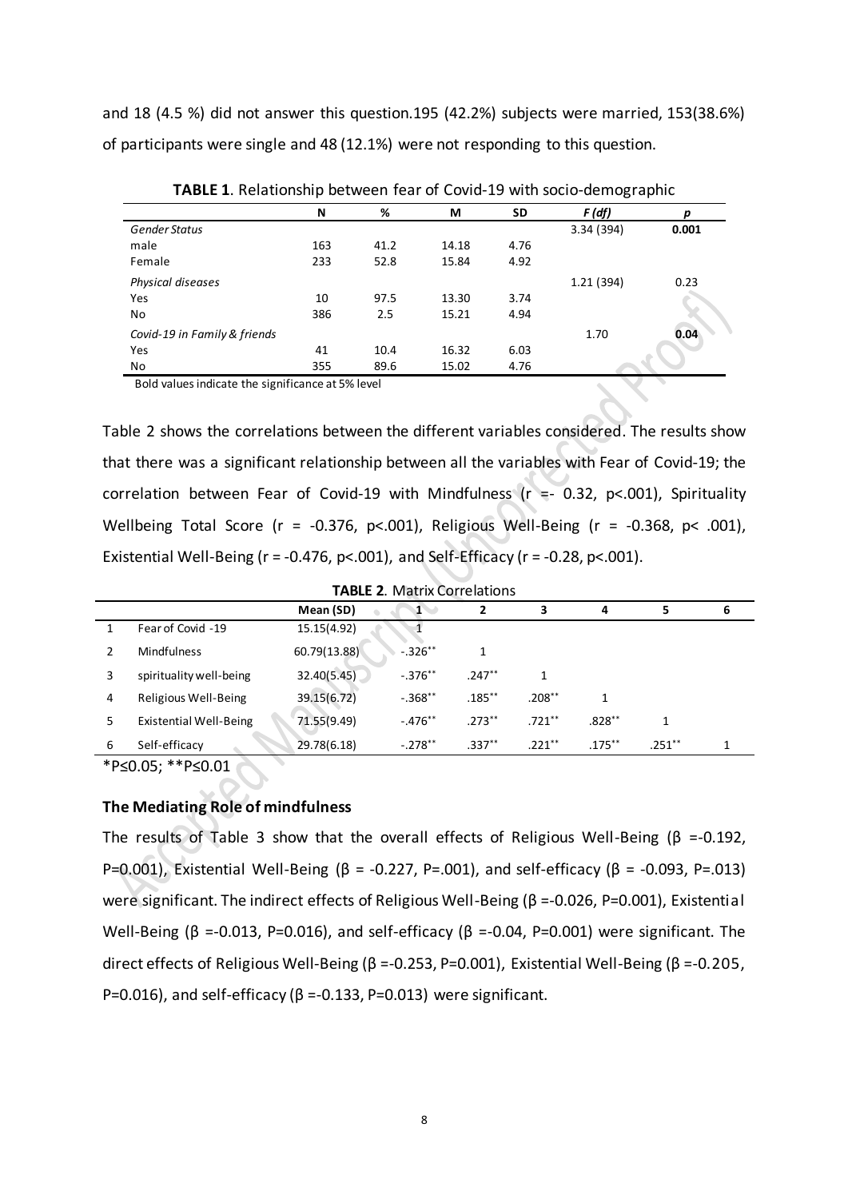and 18 (4.5 %) did not answer this question.195 (42.2%) subjects were married, 153(38.6%) of participants were single and 48 (12.1%) were not responding to this question.

**TABLE 1**. Relationship between fear of Covid-19 with socio-demographic

| | N | % | M | SD | *F (df)* | *p* |
|---|---|---|---|---|---|---|
| *Gender Status* | | | | | 3.34 (394) | **0.001** |
| male | 163 | 41.2 | 14.18 | 4.76 | | |
| Female | 233 | 52.8 | 15.84 | 4.92 | | |
| *Physical diseases* | | | | | 1.21 (394) | 0.23 |
| Yes | 10 | 97.5 | 13.30 | 3.74 | | |
| No | 386 | 2.5 | 15.21 | 4.94 | | |
| *Covid-19 in Family & friends* | | | | | 1.70 | **0.04** |
| Yes | 41 | 10.4 | 16.32 | 6.03 | | |
| No | 355 | 89.6 | 15.02 | 4.76 | | |

Bold values indicate the significance at 5% level

Table 2 shows the correlations between the different variables considered. The results show that there was a significant relationship between all the variables with Fear of Covid-19; the correlation between Fear of Covid-19 with Mindfulness ($r$ =- 0.32, $p<.001$), Spirituality Wellbeing Total Score ($r$ = -0.376, $p<.001$), Religious Well-Being ($r$ = -0.368, $p<.001$), Existential Well-Being ($r$ = -0.476, $p<.001$), and Self-Efficacy ($r$ = -0.28, $p<.001$).

**TABLE 2**. Matrix Correlations

| | | Mean (SD) | 1 | 2 | 3 | 4 | 5 | 6 |
|---|---|---|---|---|---|---|---|---|
| 1 | Fear of Covid -19 | 15.15(4.92) | 1 | | | | | |
| 2 | Mindfulness | 60.79(13.88) | -.326** | 1 | | | | |
| 3 | spirituality well-being | 32.40(5.45) | -.376** | .247** | 1 | | | |
| 4 | Religious Well-Being | 39.15(6.72) | -.368** | .185** | .208** | 1 | | |
| 5 | Existential Well-Being | 71.55(9.49) | -.476** | .273** | .721** | .828** | 1 | |
| 6 | Self-efficacy | 29.78(6.18) | -.278** | .337** | .221** | .175** | .251** | 1 |

*P≤0.05; **P≤0.01

### The Mediating Role of mindfulness

The results of Table 3 show that the overall effects of Religious Well-Being (β =-0.192, P=0.001), Existential Well-Being (β = -0.227, P=.001), and self-efficacy (β = -0.093, P=.013) were significant. The indirect effects of Religious Well-Being (β =-0.026, P=0.001), Existential Well-Being (β =-0.013, P=0.016), and self-efficacy (β =-0.04, P=0.001) were significant. The direct effects of Religious Well-Being (β =-0.253, P=0.001), Existential Well-Being (β =-0.205, P=0.016), and self-efficacy (β =-0.133, P=0.013) were significant.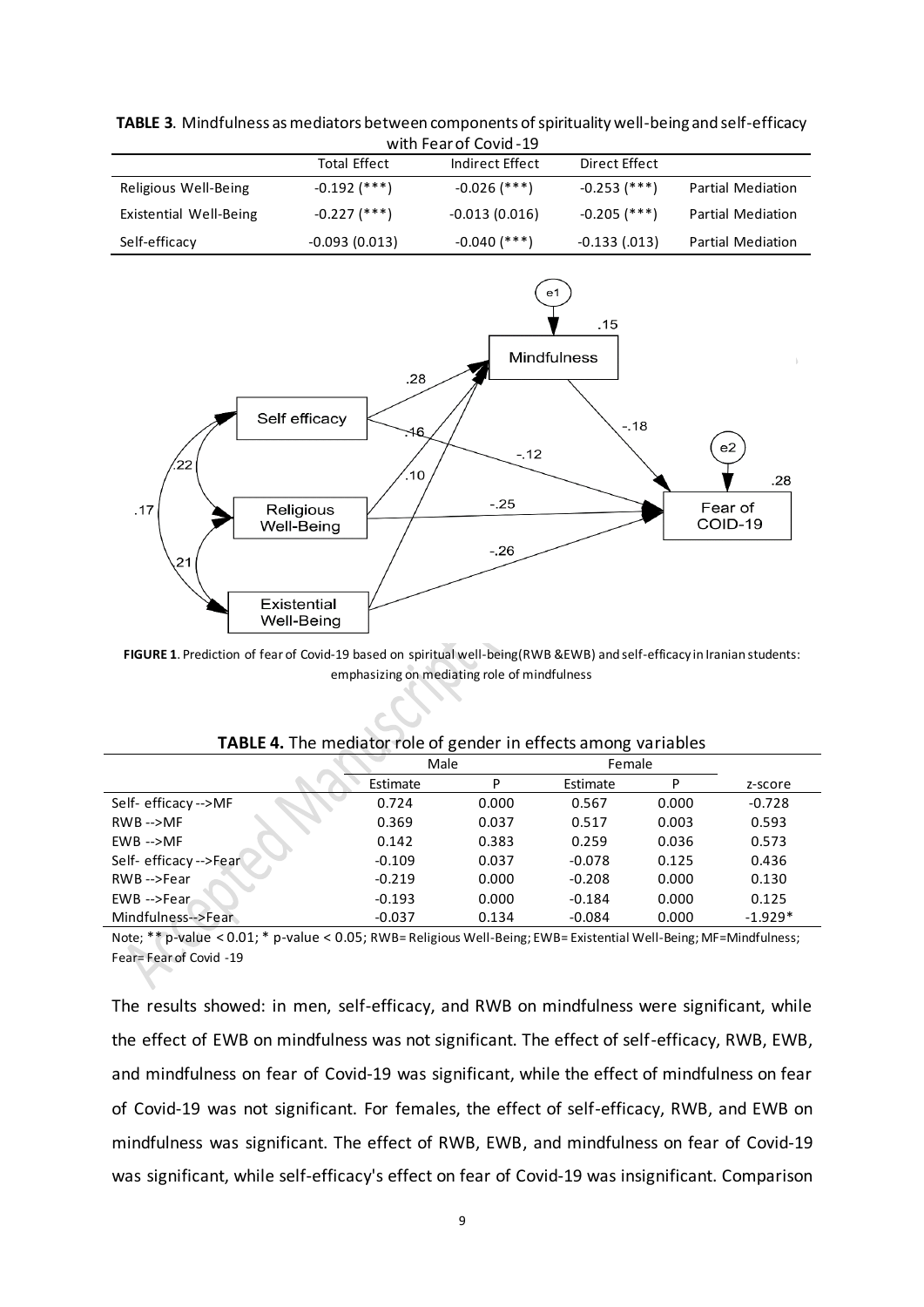**TABLE 3**. Mindfulness as mediators between components of spirituality well-being and self-efficacy with Fear of Covid-19

| | Total Effect | Indirect Effect | Direct Effect | |
|---|---|---|---|---|
| Religious Well-Being | -0.192 (***) | -0.026 (***) | -0.253 (***) | Partial Mediation |
| Existential Well-Being | -0.227 (***) | -0.013 (0.016) | -0.205 (***) | Partial Mediation |
| Self-efficacy | -0.093 (0.013) | -0.040 (***) | -0.133 (.013) | Partial Mediation |

**FIGURE 1**. Prediction of fear of Covid-19 based on spiritual well-being (RWB & EWB) and self-efficacy in Iranian students: emphasizing on mediating role of mindfulness

**TABLE 4.** The mediator role of gender in effects among variables

| | Male | | Female | | |
|---|---|---|---|---|---|
| | Estimate | P | Estimate | P | z-score |
| Self- efficacy -->MF | 0.724 | 0.000 | 0.567 | 0.000 | -0.728 |
| RWB -->MF | 0.369 | 0.037 | 0.517 | 0.003 | 0.593 |
| EWB -->MF | 0.142 | 0.383 | 0.259 | 0.036 | 0.573 |
| Self- efficacy -->Fear | -0.109 | 0.037 | -0.078 | 0.125 | 0.436 |
| RWB -->Fear | -0.219 | 0.000 | -0.208 | 0.000 | 0.130 |
| EWB -->Fear | -0.193 | 0.000 | -0.184 | 0.000 | 0.125 |
| Mindfulness-->Fear | -0.037 | 0.134 | -0.084 | 0.000 | -1.929* |

Note; ** p-value < 0.01; * p-value < 0.05; RWB= Religious Well-Being; EWB= Existential Well-Being; MF=Mindfulness; Fear= Fear of Covid -19

The results showed: in men, self-efficacy, and RWB on mindfulness were significant, while the effect of EWB on mindfulness was not significant. The effect of self-efficacy, RWB, EWB, and mindfulness on fear of Covid-19 was significant, while the effect of mindfulness on fear of Covid-19 was not significant. For females, the effect of self-efficacy, RWB, and EWB on mindfulness was significant. The effect of RWB, EWB, and mindfulness on fear of Covid-19 was significant, while self-efficacy's effect on fear of Covid-19 was insignificant. Comparison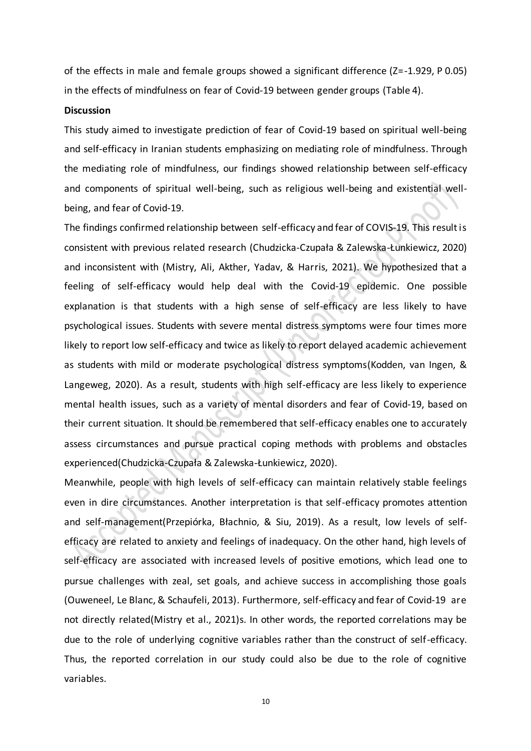of the effects in male and female groups showed a significant difference ($Z=-1.929$, P 0.05) in the effects of mindfulness on fear of Covid-19 between gender groups (Table 4).

**Discussion**

This study aimed to investigate prediction of fear of Covid-19 based on spiritual well-being and self-efficacy in Iranian students emphasizing on mediating role of mindfulness. Through the mediating role of mindfulness, our findings showed relationship between self-efficacy and components of spiritual well-being, such as religious well-being and existential well-being, and fear of Covid-19.

The findings confirmed relationship between self-efficacy and fear of COVIS-19. This result is consistent with previous related research (Chudzicka-Czupała & Zalewska-Łunkiewicz, 2020) and inconsistent with (Mistry, Ali, Akther, Yadav, & Harris, 2021). We hypothesized that a feeling of self-efficacy would help deal with the Covid-19 epidemic. One possible explanation is that students with a high sense of self-efficacy are less likely to have psychological issues. Students with severe mental distress symptoms were four times more likely to report low self-efficacy and twice as likely to report delayed academic achievement as students with mild or moderate psychological distress symptoms(Kodden, van Ingen, & Langeweg, 2020). As a result, students with high self-efficacy are less likely to experience mental health issues, such as a variety of mental disorders and fear of Covid-19, based on their current situation. It should be remembered that self-efficacy enables one to accurately assess circumstances and pursue practical coping methods with problems and obstacles experienced(Chudzicka-Czupała & Zalewska-Łunkiewicz, 2020).

Meanwhile, people with high levels of self-efficacy can maintain relatively stable feelings even in dire circumstances. Another interpretation is that self-efficacy promotes attention and self-management(Przepiórka, Błachnio, & Siu, 2019). As a result, low levels of self-efficacy are related to anxiety and feelings of inadequacy. On the other hand, high levels of self-efficacy are associated with increased levels of positive emotions, which lead one to pursue challenges with zeal, set goals, and achieve success in accomplishing those goals (Ouweneel, Le Blanc, & Schaufeli, 2013). Furthermore, self-efficacy and fear of Covid-19 are not directly related(Mistry et al., 2021)s. In other words, the reported correlations may be due to the role of underlying cognitive variables rather than the construct of self-efficacy. Thus, the reported correlation in our study could also be due to the role of cognitive variables.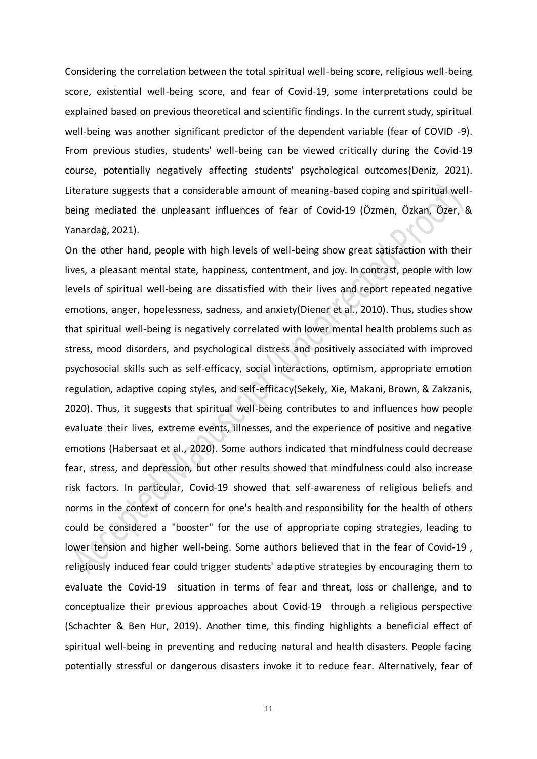Considering the correlation between the total spiritual well-being score, religious well-being score, existential well-being score, and fear of Covid-19, some interpretations could be explained based on previous theoretical and scientific findings. In the current study, spiritual well-being was another significant predictor of the dependent variable (fear of COVID -9). From previous studies, students' well-being can be viewed critically during the Covid-19 course, potentially negatively affecting students' psychological outcomes(Deniz, 2021). Literature suggests that a considerable amount of meaning-based coping and spiritual well-being mediated the unpleasant influences of fear of Covid-19 (Özmen, Özkan, Özer, & Yanardağ, 2021).

On the other hand, people with high levels of well-being show great satisfaction with their lives, a pleasant mental state, happiness, contentment, and joy. In contrast, people with low levels of spiritual well-being are dissatisfied with their lives and report repeated negative emotions, anger, hopelessness, sadness, and anxiety(Diener et al., 2010). Thus, studies show that spiritual well-being is negatively correlated with lower mental health problems such as stress, mood disorders, and psychological distress and positively associated with improved psychosocial skills such as self-efficacy, social interactions, optimism, appropriate emotion regulation, adaptive coping styles, and self-efficacy(Sekely, Xie, Makani, Brown, & Zakzanis, 2020). Thus, it suggests that spiritual well-being contributes to and influences how people evaluate their lives, extreme events, illnesses, and the experience of positive and negative emotions (Habersaat et al., 2020). Some authors indicated that mindfulness could decrease fear, stress, and depression, but other results showed that mindfulness could also increase risk factors. In particular, Covid-19 showed that self-awareness of religious beliefs and norms in the context of concern for one's health and responsibility for the health of others could be considered a "booster" for the use of appropriate coping strategies, leading to lower tension and higher well-being. Some authors believed that in the fear of Covid-19 , religiously induced fear could trigger students' adaptive strategies by encouraging them to evaluate the Covid-19 situation in terms of fear and threat, loss or challenge, and to conceptualize their previous approaches about Covid-19 through a religious perspective (Schachter & Ben Hur, 2019). Another time, this finding highlights a beneficial effect of spiritual well-being in preventing and reducing natural and health disasters. People facing potentially stressful or dangerous disasters invoke it to reduce fear. Alternatively, fear of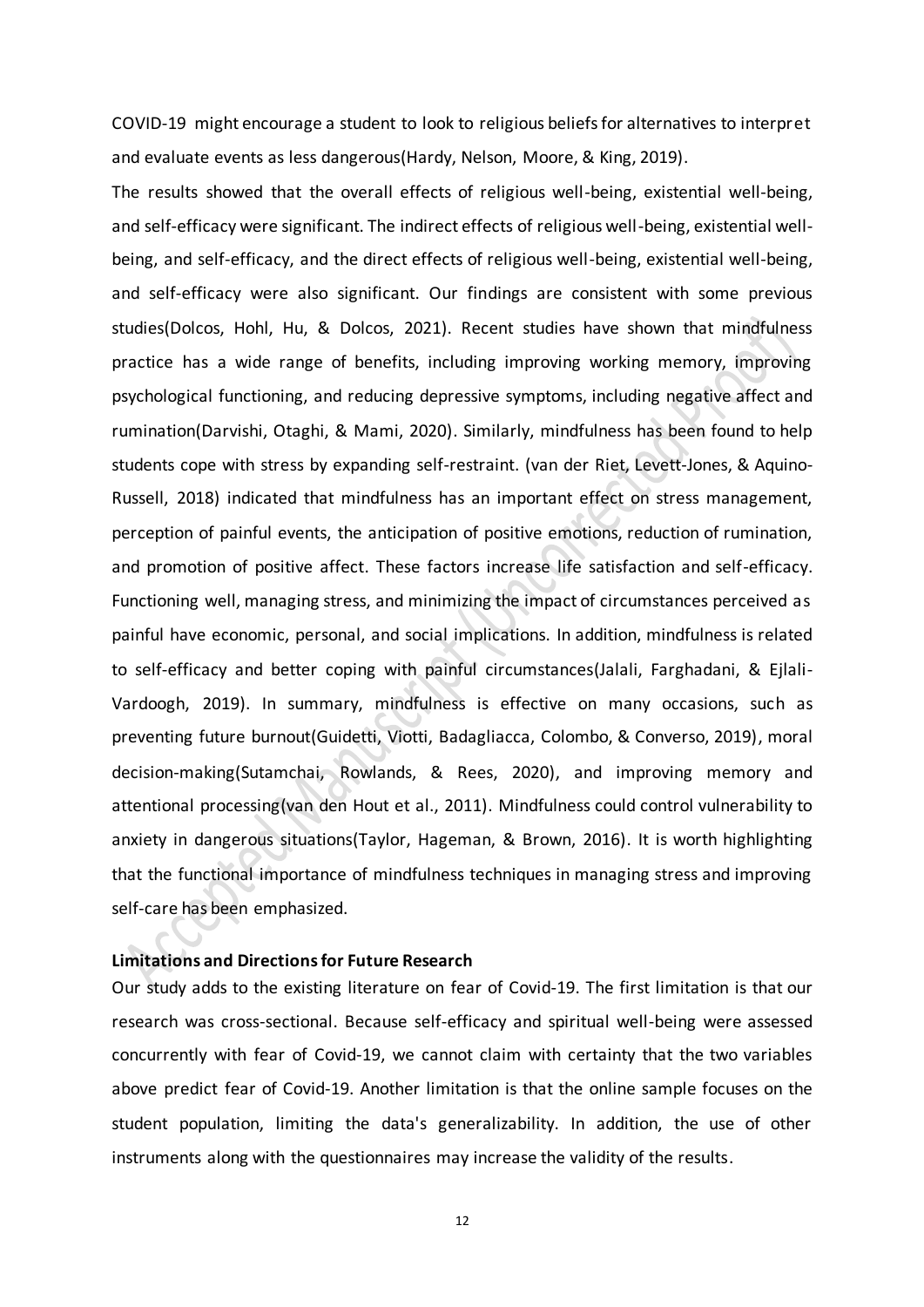COVID-19 might encourage a student to look to religious beliefs for alternatives to interpret and evaluate events as less dangerous(Hardy, Nelson, Moore, & King, 2019).

The results showed that the overall effects of religious well-being, existential well-being, and self-efficacy were significant. The indirect effects of religious well-being, existential well-being, and self-efficacy, and the direct effects of religious well-being, existential well-being, and self-efficacy were also significant. Our findings are consistent with some previous studies(Dolcos, Hohl, Hu, & Dolcos, 2021). Recent studies have shown that mindfulness practice has a wide range of benefits, including improving working memory, improving psychological functioning, and reducing depressive symptoms, including negative affect and rumination(Darvishi, Otaghi, & Mami, 2020). Similarly, mindfulness has been found to help students cope with stress by expanding self-restraint. (van der Riet, Levett-Jones, & Aquino-Russell, 2018) indicated that mindfulness has an important effect on stress management, perception of painful events, the anticipation of positive emotions, reduction of rumination, and promotion of positive affect. These factors increase life satisfaction and self-efficacy. Functioning well, managing stress, and minimizing the impact of circumstances perceived as painful have economic, personal, and social implications. In addition, mindfulness is related to self-efficacy and better coping with painful circumstances(Jalali, Farghadani, & Ejlali-Vardoogh, 2019). In summary, mindfulness is effective on many occasions, such as preventing future burnout(Guidetti, Viotti, Badagliacca, Colombo, & Converso, 2019), moral decision-making(Sutamchai, Rowlands, & Rees, 2020), and improving memory and attentional processing(van den Hout et al., 2011). Mindfulness could control vulnerability to anxiety in dangerous situations(Taylor, Hageman, & Brown, 2016). It is worth highlighting that the functional importance of mindfulness techniques in managing stress and improving self-care has been emphasized.

**Limitations and Directions for Future Research**

Our study adds to the existing literature on fear of Covid-19. The first limitation is that our research was cross-sectional. Because self-efficacy and spiritual well-being were assessed concurrently with fear of Covid-19, we cannot claim with certainty that the two variables above predict fear of Covid-19. Another limitation is that the online sample focuses on the student population, limiting the data's generalizability. In addition, the use of other instruments along with the questionnaires may increase the validity of the results.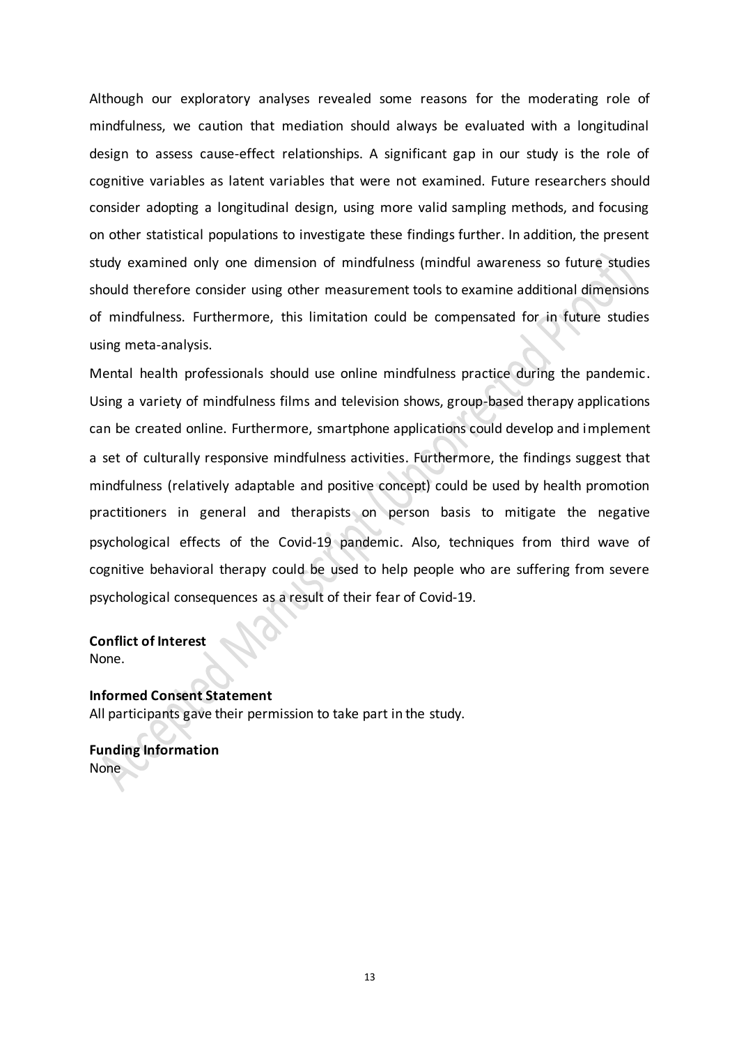Although our exploratory analyses revealed some reasons for the moderating role of mindfulness, we caution that mediation should always be evaluated with a longitudinal design to assess cause-effect relationships. A significant gap in our study is the role of cognitive variables as latent variables that were not examined. Future researchers should consider adopting a longitudinal design, using more valid sampling methods, and focusing on other statistical populations to investigate these findings further. In addition, the present study examined only one dimension of mindfulness (mindful awareness so future studies should therefore consider using other measurement tools to examine additional dimensions of mindfulness. Furthermore, this limitation could be compensated for in future studies using meta-analysis.

Mental health professionals should use online mindfulness practice during the pandemic. Using a variety of mindfulness films and television shows, group-based therapy applications can be created online. Furthermore, smartphone applications could develop and implement a set of culturally responsive mindfulness activities. Furthermore, the findings suggest that mindfulness (relatively adaptable and positive concept) could be used by health promotion practitioners in general and therapists on person basis to mitigate the negative psychological effects of the Covid-19 pandemic. Also, techniques from third wave of cognitive behavioral therapy could be used to help people who are suffering from severe psychological consequences as a result of their fear of Covid-19.

**Conflict of Interest**
None.

**Informed Consent Statement**
All participants gave their permission to take part in the study.

**Funding Information**
None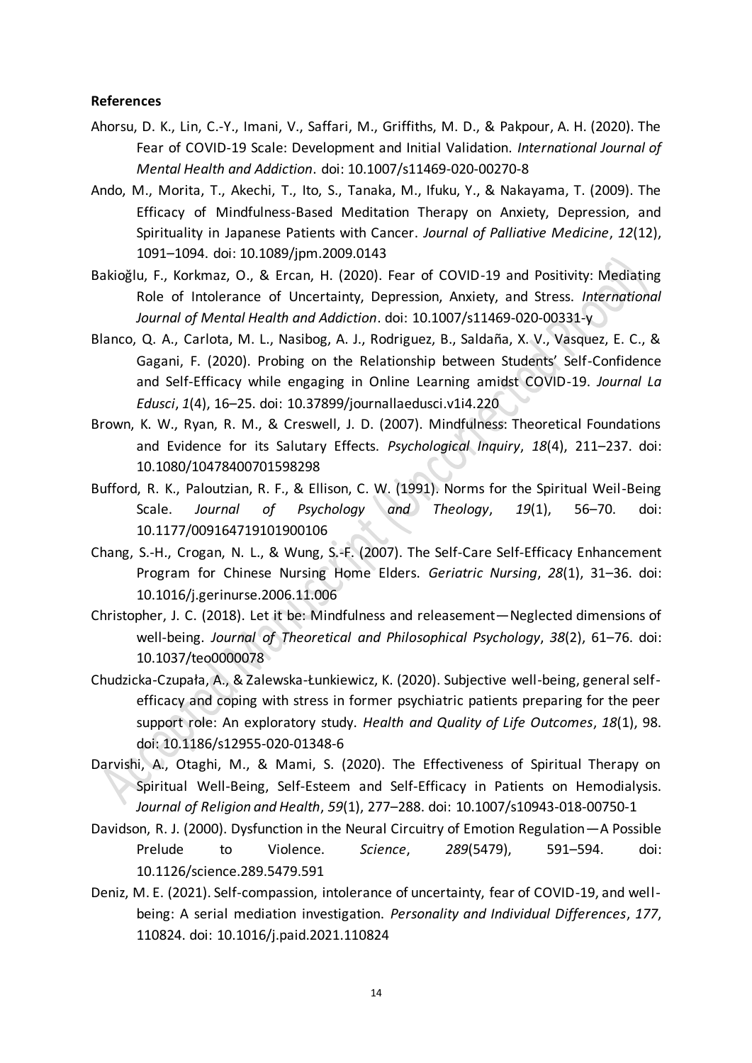**References**

Ahorsu, D. K., Lin, C.-Y., Imani, V., Saffari, M., Griffiths, M. D., & Pakpour, A. H. (2020). The Fear of COVID-19 Scale: Development and Initial Validation. *International Journal of Mental Health and Addiction*. doi: 10.1007/s11469-020-00270-8

Ando, M., Morita, T., Akechi, T., Ito, S., Tanaka, M., Ifuku, Y., & Nakayama, T. (2009). The Efficacy of Mindfulness-Based Meditation Therapy on Anxiety, Depression, and Spirituality in Japanese Patients with Cancer. *Journal of Palliative Medicine*, *12*(12), 1091–1094. doi: 10.1089/jpm.2009.0143

Bakioğlu, F., Korkmaz, O., & Ercan, H. (2020). Fear of COVID-19 and Positivity: Mediating Role of Intolerance of Uncertainty, Depression, Anxiety, and Stress. *International Journal of Mental Health and Addiction*. doi: 10.1007/s11469-020-00331-y

Blanco, Q. A., Carlota, M. L., Nasibog, A. J., Rodriguez, B., Saldaña, X. V., Vasquez, E. C., & Gagani, F. (2020). Probing on the Relationship between Students' Self-Confidence and Self-Efficacy while engaging in Online Learning amidst COVID-19. *Journal La Edusci*, *1*(4), 16–25. doi: 10.37899/journallaedusci.v1i4.220

Brown, K. W., Ryan, R. M., & Creswell, J. D. (2007). Mindfulness: Theoretical Foundations and Evidence for its Salutary Effects. *Psychological Inquiry*, *18*(4), 211–237. doi: 10.1080/10478400701598298

Bufford, R. K., Paloutzian, R. F., & Ellison, C. W. (1991). Norms for the Spiritual Weil-Being Scale. *Journal of Psychology and Theology*, *19*(1), 56–70. doi: 10.1177/009164719101900106

Chang, S.-H., Crogan, N. L., & Wung, S.-F. (2007). The Self-Care Self-Efficacy Enhancement Program for Chinese Nursing Home Elders. *Geriatric Nursing*, *28*(1), 31–36. doi: 10.1016/j.gerinurse.2006.11.006

Christopher, J. C. (2018). Let it be: Mindfulness and releasement—Neglected dimensions of well-being. *Journal of Theoretical and Philosophical Psychology*, *38*(2), 61–76. doi: 10.1037/teo0000078

Chudzicka-Czupała, A., & Zalewska-Łunkiewicz, K. (2020). Subjective well-being, general self-efficacy and coping with stress in former psychiatric patients preparing for the peer support role: An exploratory study. *Health and Quality of Life Outcomes*, *18*(1), 98. doi: 10.1186/s12955-020-01348-6

Darvishi, A., Otaghi, M., & Mami, S. (2020). The Effectiveness of Spiritual Therapy on Spiritual Well-Being, Self-Esteem and Self-Efficacy in Patients on Hemodialysis. *Journal of Religion and Health*, *59*(1), 277–288. doi: 10.1007/s10943-018-00750-1

Davidson, R. J. (2000). Dysfunction in the Neural Circuitry of Emotion Regulation—A Possible Prelude to Violence. *Science*, *289*(5479), 591–594. doi: 10.1126/science.289.5479.591

Deniz, M. E. (2021). Self-compassion, intolerance of uncertainty, fear of COVID-19, and well-being: A serial mediation investigation. *Personality and Individual Differences*, *177*, 110824. doi: 10.1016/j.paid.2021.110824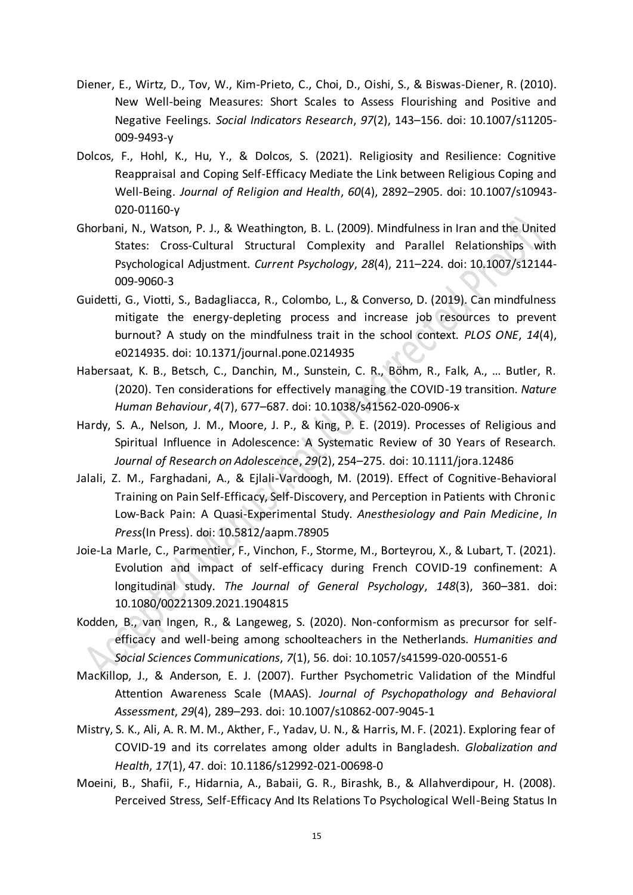Diener, E., Wirtz, D., Tov, W., Kim-Prieto, C., Choi, D., Oishi, S., & Biswas-Diener, R. (2010). New Well-being Measures: Short Scales to Assess Flourishing and Positive and Negative Feelings. *Social Indicators Research*, *97*(2), 143–156. doi: 10.1007/s11205-009-9493-y

Dolcos, F., Hohl, K., Hu, Y., & Dolcos, S. (2021). Religiosity and Resilience: Cognitive Reappraisal and Coping Self-Efficacy Mediate the Link between Religious Coping and Well-Being. *Journal of Religion and Health*, *60*(4), 2892–2905. doi: 10.1007/s10943-020-01160-y

Ghorbani, N., Watson, P. J., & Weathington, B. L. (2009). Mindfulness in Iran and the United States: Cross-Cultural Structural Complexity and Parallel Relationships with Psychological Adjustment. *Current Psychology*, *28*(4), 211–224. doi: 10.1007/s12144-009-9060-3

Guidetti, G., Viotti, S., Badagliacca, R., Colombo, L., & Converso, D. (2019). Can mindfulness mitigate the energy-depleting process and increase job resources to prevent burnout? A study on the mindfulness trait in the school context. *PLOS ONE*, *14*(4), e0214935. doi: 10.1371/journal.pone.0214935

Habersaat, K. B., Betsch, C., Danchin, M., Sunstein, C. R., Böhm, R., Falk, A., … Butler, R. (2020). Ten considerations for effectively managing the COVID-19 transition. *Nature Human Behaviour*, *4*(7), 677–687. doi: 10.1038/s41562-020-0906-x

Hardy, S. A., Nelson, J. M., Moore, J. P., & King, P. E. (2019). Processes of Religious and Spiritual Influence in Adolescence: A Systematic Review of 30 Years of Research. *Journal of Research on Adolescence*, *29*(2), 254–275. doi: 10.1111/jora.12486

Jalali, Z. M., Farghadani, A., & Ejlali-Vardoogh, M. (2019). Effect of Cognitive-Behavioral Training on Pain Self-Efficacy, Self-Discovery, and Perception in Patients with Chronic Low-Back Pain: A Quasi-Experimental Study. *Anesthesiology and Pain Medicine*, *In Press*(In Press). doi: 10.5812/aapm.78905

Joie-La Marle, C., Parmentier, F., Vinchon, F., Storme, M., Borteyrou, X., & Lubart, T. (2021). Evolution and impact of self-efficacy during French COVID-19 confinement: A longitudinal study. *The Journal of General Psychology*, *148*(3), 360–381. doi: 10.1080/00221309.2021.1904815

Kodden, B., van Ingen, R., & Langeweg, S. (2020). Non-conformism as precursor for self-efficacy and well-being among schoolteachers in the Netherlands. *Humanities and Social Sciences Communications*, *7*(1), 56. doi: 10.1057/s41599-020-00551-6

MacKillop, J., & Anderson, E. J. (2007). Further Psychometric Validation of the Mindful Attention Awareness Scale (MAAS). *Journal of Psychopathology and Behavioral Assessment*, *29*(4), 289–293. doi: 10.1007/s10862-007-9045-1

Mistry, S. K., Ali, A. R. M. M., Akther, F., Yadav, U. N., & Harris, M. F. (2021). Exploring fear of COVID-19 and its correlates among older adults in Bangladesh. *Globalization and Health*, *17*(1), 47. doi: 10.1186/s12992-021-00698-0

Moeini, B., Shafii, F., Hidarnia, A., Babaii, G. R., Birashk, B., & Allahverdipour, H. (2008). Perceived Stress, Self-Efficacy And Its Relations To Psychological Well-Being Status In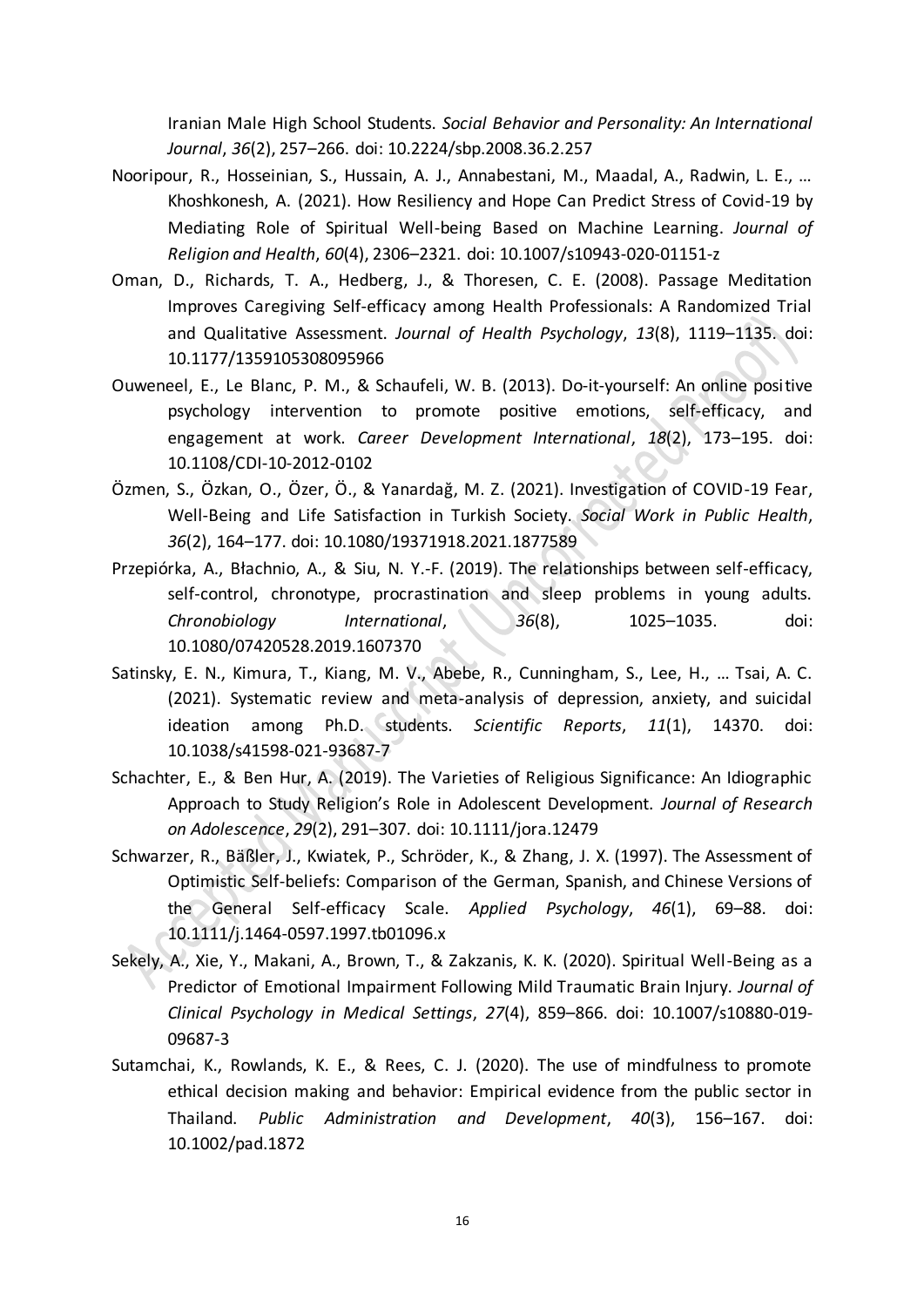Iranian Male High School Students. *Social Behavior and Personality: An International Journal*, *36*(2), 257–266. doi: 10.2224/sbp.2008.36.2.257

Nooripour, R., Hosseinian, S., Hussain, A. J., Annabestani, M., Maadal, A., Radwin, L. E., … Khoshkonesh, A. (2021). How Resiliency and Hope Can Predict Stress of Covid-19 by Mediating Role of Spiritual Well-being Based on Machine Learning. *Journal of Religion and Health*, *60*(4), 2306–2321. doi: 10.1007/s10943-020-01151-z

Oman, D., Richards, T. A., Hedberg, J., & Thoresen, C. E. (2008). Passage Meditation Improves Caregiving Self-efficacy among Health Professionals: A Randomized Trial and Qualitative Assessment. *Journal of Health Psychology*, *13*(8), 1119–1135. doi: 10.1177/1359105308095966

Ouweneel, E., Le Blanc, P. M., & Schaufeli, W. B. (2013). Do-it-yourself: An online positive psychology intervention to promote positive emotions, self-efficacy, and engagement at work. *Career Development International*, *18*(2), 173–195. doi: 10.1108/CDI-10-2012-0102

Özmen, S., Özkan, O., Özer, Ö., & Yanardağ, M. Z. (2021). Investigation of COVID-19 Fear, Well-Being and Life Satisfaction in Turkish Society. *Social Work in Public Health*, *36*(2), 164–177. doi: 10.1080/19371918.2021.1877589

Przepiórka, A., Błachnio, A., & Siu, N. Y.-F. (2019). The relationships between self-efficacy, self-control, chronotype, procrastination and sleep problems in young adults. *Chronobiology International*, *36*(8), 1025–1035. doi: 10.1080/07420528.2019.1607370

Satinsky, E. N., Kimura, T., Kiang, M. V., Abebe, R., Cunningham, S., Lee, H., … Tsai, A. C. (2021). Systematic review and meta-analysis of depression, anxiety, and suicidal ideation among Ph.D. students. *Scientific Reports*, *11*(1), 14370. doi: 10.1038/s41598-021-93687-7

Schachter, E., & Ben Hur, A. (2019). The Varieties of Religious Significance: An Idiographic Approach to Study Religion's Role in Adolescent Development. *Journal of Research on Adolescence*, *29*(2), 291–307. doi: 10.1111/jora.12479

Schwarzer, R., Bäßler, J., Kwiatek, P., Schröder, K., & Zhang, J. X. (1997). The Assessment of Optimistic Self-beliefs: Comparison of the German, Spanish, and Chinese Versions of the General Self-efficacy Scale. *Applied Psychology*, *46*(1), 69–88. doi: 10.1111/j.1464-0597.1997.tb01096.x

Sekely, A., Xie, Y., Makani, A., Brown, T., & Zakzanis, K. K. (2020). Spiritual Well-Being as a Predictor of Emotional Impairment Following Mild Traumatic Brain Injury. *Journal of Clinical Psychology in Medical Settings*, *27*(4), 859–866. doi: 10.1007/s10880-019-09687-3

Sutamchai, K., Rowlands, K. E., & Rees, C. J. (2020). The use of mindfulness to promote ethical decision making and behavior: Empirical evidence from the public sector in Thailand. *Public Administration and Development*, *40*(3), 156–167. doi: 10.1002/pad.1872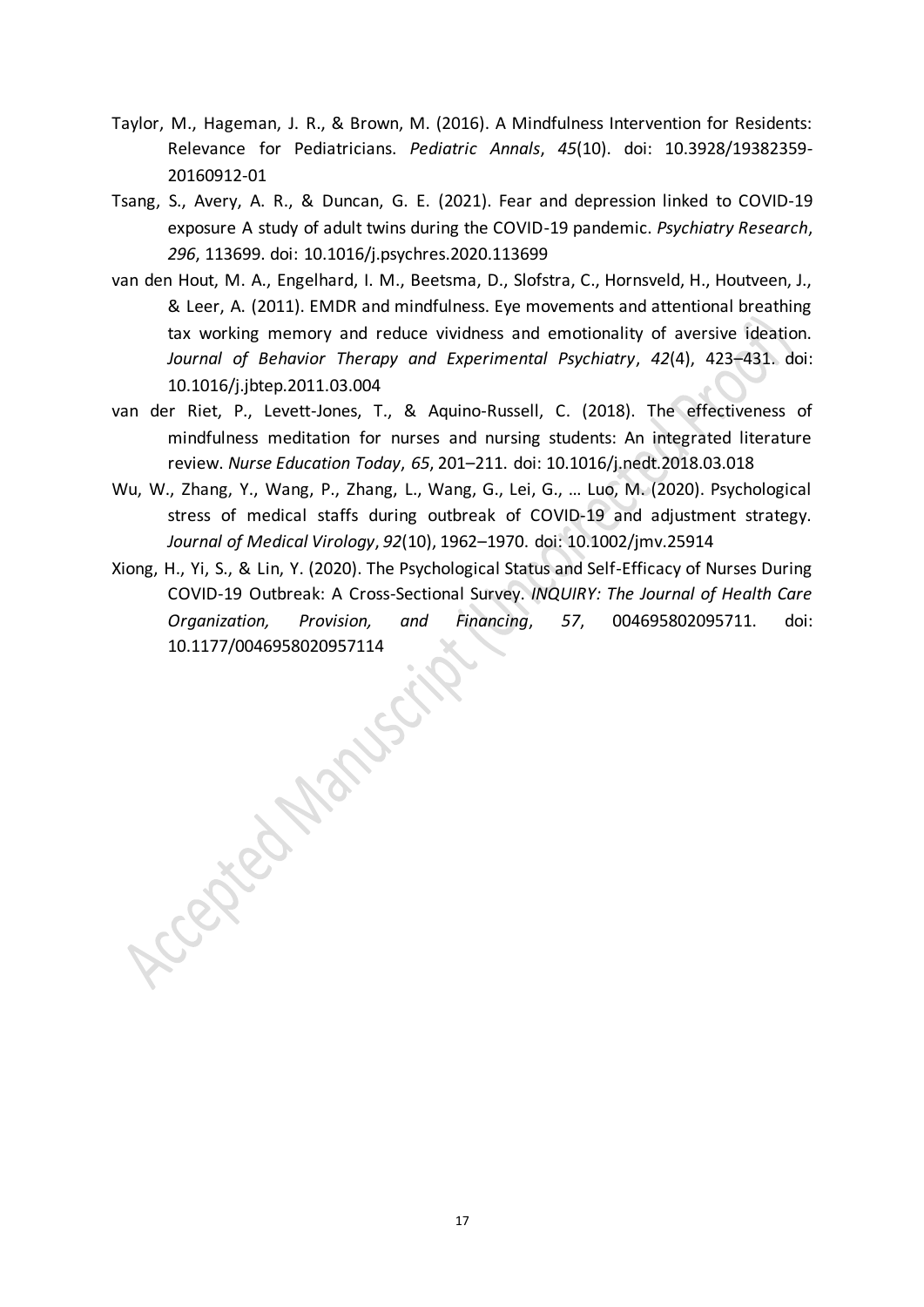Taylor, M., Hageman, J. R., & Brown, M. (2016). A Mindfulness Intervention for Residents: Relevance for Pediatricians. *Pediatric Annals*, *45*(10). doi: 10.3928/19382359-20160912-01

Tsang, S., Avery, A. R., & Duncan, G. E. (2021). Fear and depression linked to COVID-19 exposure A study of adult twins during the COVID-19 pandemic. *Psychiatry Research*, *296*, 113699. doi: 10.1016/j.psychres.2020.113699

van den Hout, M. A., Engelhard, I. M., Beetsma, D., Slofstra, C., Hornsveld, H., Houtveen, J., & Leer, A. (2011). EMDR and mindfulness. Eye movements and attentional breathing tax working memory and reduce vividness and emotionality of aversive ideation. *Journal of Behavior Therapy and Experimental Psychiatry*, *42*(4), 423–431. doi: 10.1016/j.jbtep.2011.03.004

van der Riet, P., Levett-Jones, T., & Aquino-Russell, C. (2018). The effectiveness of mindfulness meditation for nurses and nursing students: An integrated literature review. *Nurse Education Today*, *65*, 201–211. doi: 10.1016/j.nedt.2018.03.018

Wu, W., Zhang, Y., Wang, P., Zhang, L., Wang, G., Lei, G., … Luo, M. (2020). Psychological stress of medical staffs during outbreak of COVID-19 and adjustment strategy. *Journal of Medical Virology*, *92*(10), 1962–1970. doi: 10.1002/jmv.25914

Xiong, H., Yi, S., & Lin, Y. (2020). The Psychological Status and Self-Efficacy of Nurses During COVID-19 Outbreak: A Cross-Sectional Survey. *INQUIRY: The Journal of Health Care Organization, Provision, and Financing*, *57*, 004695802095711. doi: 10.1177/0046958020957114